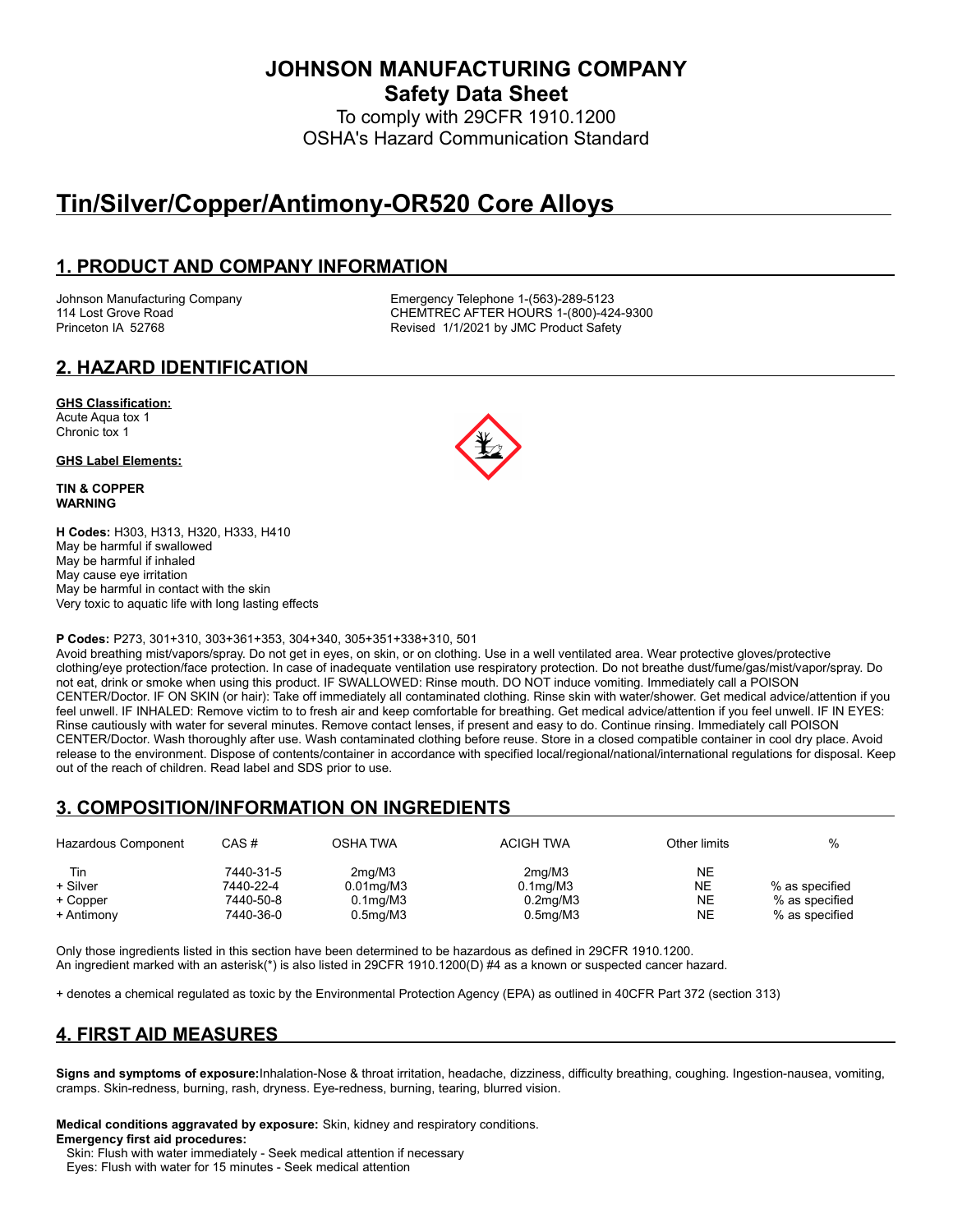# JOHNSON MANUFACTURING COMPANY

## Safety Data Sheet

To comply with 29CFR 1910.1200
OSHA's Hazard Communication Standard

# Tin/Silver/Copper/Antimony-OR520 Core Alloys

## 1. PRODUCT AND COMPANY INFORMATION

Johnson Manufacturing Company
114 Lost Grove Road
Princeton IA 52768

Emergency Telephone 1-(563)-289-5123
CHEMTREC AFTER HOURS 1-(800)-424-9300
Revised 1/1/2021 by JMC Product Safety

## 2. HAZARD IDENTIFICATION

**GHS Classification:**
Acute Aqua tox 1
Chronic tox 1

**GHS Label Elements:**

**TIN & COPPER**
**WARNING**

**H Codes:** H303, H313, H320, H333, H410
May be harmful if swallowed
May be harmful if inhaled
May cause eye irritation
May be harmful in contact with the skin
Very toxic to aquatic life with long lasting effects

**P Codes:** P273, 301+310, 303+361+353, 304+340, 305+351+338+310, 501
Avoid breathing mist/vapors/spray. Do not get in eyes, on skin, or on clothing. Use in a well ventilated area. Wear protective gloves/protective clothing/eye protection/face protection. In case of inadequate ventilation use respiratory protection. Do not breathe dust/fume/gas/mist/vapor/spray. Do not eat, drink or smoke when using this product. IF SWALLOWED: Rinse mouth. DO NOT induce vomiting. Immediately call a POISON CENTER/Doctor. IF ON SKIN (or hair): Take off immediately all contaminated clothing. Rinse skin with water/shower. Get medical advice/attention if you feel unwell. IF INHALED: Remove victim to to fresh air and keep comfortable for breathing. Get medical advice/attention if you feel unwell. IF IN EYES: Rinse cautiously with water for several minutes. Remove contact lenses, if present and easy to do. Continue rinsing. Immediately call POISON CENTER/Doctor. Wash thoroughly after use. Wash contaminated clothing before reuse. Store in a closed compatible container in cool dry place. Avoid release to the environment. Dispose of contents/container in accordance with specified local/regional/national/international regulations for disposal. Keep out of the reach of children. Read label and SDS prior to use.

## 3. COMPOSITION/INFORMATION ON INGREDIENTS

| Hazardous Component | CAS # | OSHA TWA | ACIGH TWA | Other limits | % |
|---|---|---|---|---|---|
| Tin | 7440-31-5 | 2mg/M3 | 2mg/M3 | NE | |
| + Silver | 7440-22-4 | 0.01mg/M3 | 0.1mg/M3 | NE | % as specified |
| + Copper | 7440-50-8 | 0.1mg/M3 | 0.2mg/M3 | NE | % as specified |
| + Antimony | 7440-36-0 | 0.5mg/M3 | 0.5mg/M3 | NE | % as specified |

Only those ingredients listed in this section have been determined to be hazardous as defined in 29CFR 1910.1200.
An ingredient marked with an asterisk(*) is also listed in 29CFR 1910.1200(D) #4 as a known or suspected cancer hazard.

+ denotes a chemical regulated as toxic by the Environmental Protection Agency (EPA) as outlined in 40CFR Part 372 (section 313)

## 4. FIRST AID MEASURES

**Signs and symptoms of exposure:** Inhalation-Nose & throat irritation, headache, dizziness, difficulty breathing, coughing. Ingestion-nausea, vomiting, cramps. Skin-redness, burning, rash, dryness. Eye-redness, burning, tearing, blurred vision.

**Medical conditions aggravated by exposure:** Skin, kidney and respiratory conditions.
**Emergency first aid procedures:**
Skin: Flush with water immediately - Seek medical attention if necessary
Eyes: Flush with water for 15 minutes - Seek medical attention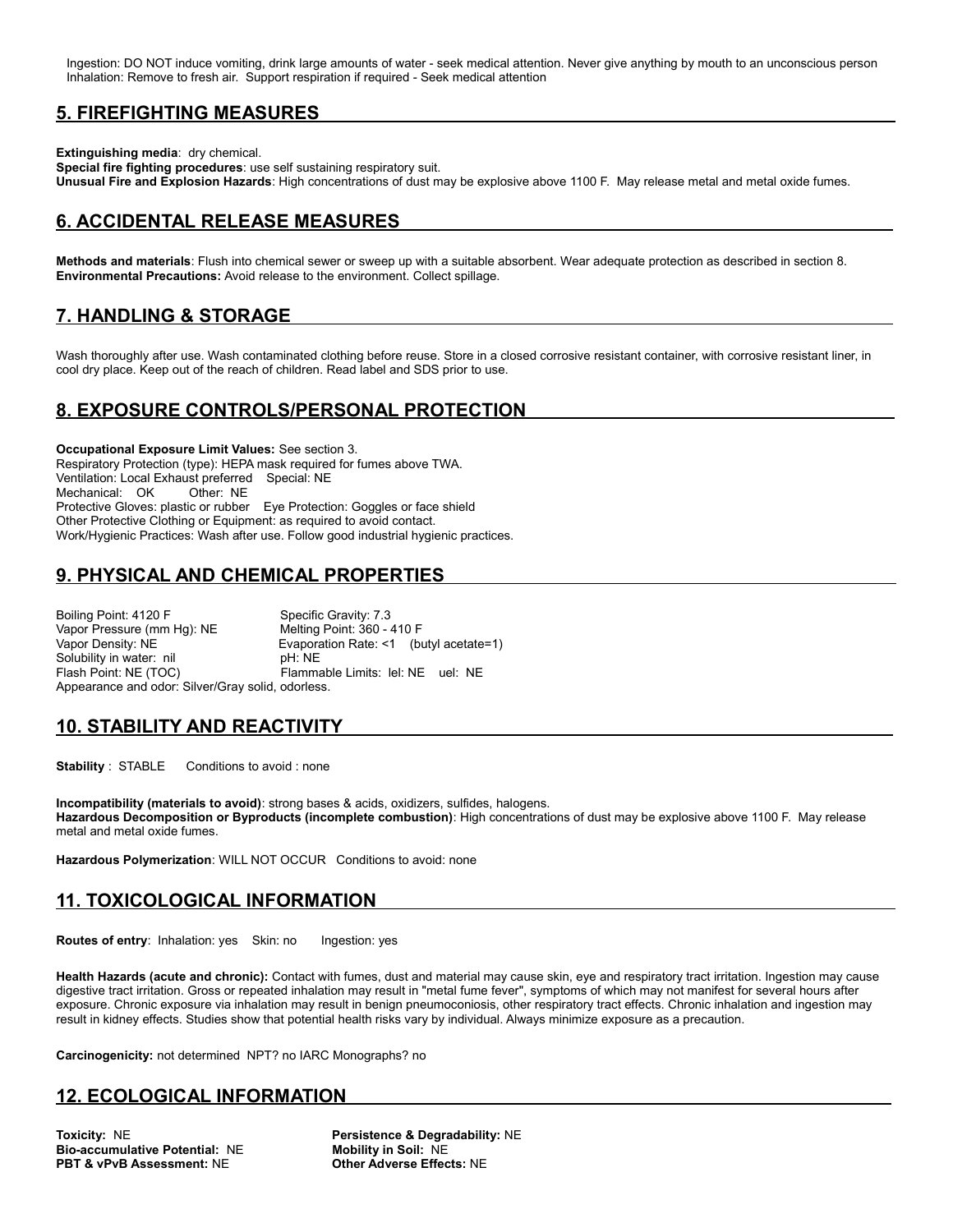Ingestion: DO NOT induce vomiting, drink large amounts of water - seek medical attention. Never give anything by mouth to an unconscious person
Inhalation: Remove to fresh air. Support respiration if required - Seek medical attention

## 5. FIREFIGHTING MEASURES

**Extinguishing media**: dry chemical.
**Special fire fighting procedures**: use self sustaining respiratory suit.
**Unusual Fire and Explosion Hazards**: High concentrations of dust may be explosive above 1100 F. May release metal and metal oxide fumes.

## 6. ACCIDENTAL RELEASE MEASURES

**Methods and materials**: Flush into chemical sewer or sweep up with a suitable absorbent. Wear adequate protection as described in section 8.
**Environmental Precautions:** Avoid release to the environment. Collect spillage.

## 7. HANDLING & STORAGE

Wash thoroughly after use. Wash contaminated clothing before reuse. Store in a closed corrosive resistant container, with corrosive resistant liner, in cool dry place. Keep out of the reach of children. Read label and SDS prior to use.

## 8. EXPOSURE CONTROLS/PERSONAL PROTECTION

**Occupational Exposure Limit Values:** See section 3.
Respiratory Protection (type): HEPA mask required for fumes above TWA.
Ventilation: Local Exhaust preferred Special: NE
Mechanical: OK Other: NE
Protective Gloves: plastic or rubber Eye Protection: Goggles or face shield
Other Protective Clothing or Equipment: as required to avoid contact.
Work/Hygienic Practices: Wash after use. Follow good industrial hygienic practices.

## 9. PHYSICAL AND CHEMICAL PROPERTIES

Boiling Point: 4120 F
Specific Gravity: 7.3
Vapor Pressure (mm Hg): NE
Melting Point: 360 - 410 F
Vapor Density: NE
Evaporation Rate: <1 (butyl acetate=1)
Solubility in water: nil
pH: NE
Flash Point: NE (TOC)
Flammable Limits: lel: NE uel: NE
Appearance and odor: Silver/Gray solid, odorless.

## 10. STABILITY AND REACTIVITY

**Stability** : STABLE Conditions to avoid : none

**Incompatibility (materials to avoid)**: strong bases & acids, oxidizers, sulfides, halogens.
**Hazardous Decomposition or Byproducts (incomplete combustion)**: High concentrations of dust may be explosive above 1100 F. May release metal and metal oxide fumes.

**Hazardous Polymerization**: WILL NOT OCCUR Conditions to avoid: none

## 11. TOXICOLOGICAL INFORMATION

**Routes of entry**: Inhalation: yes Skin: no Ingestion: yes

**Health Hazards (acute and chronic):** Contact with fumes, dust and material may cause skin, eye and respiratory tract irritation. Ingestion may cause digestive tract irritation. Gross or repeated inhalation may result in "metal fume fever", symptoms of which may not manifest for several hours after exposure. Chronic exposure via inhalation may result in benign pneumoconiosis, other respiratory tract effects. Chronic inhalation and ingestion may result in kidney effects. Studies show that potential health risks vary by individual. Always minimize exposure as a precaution.

**Carcinogenicity:** not determined NPT? no IARC Monographs? no

## 12. ECOLOGICAL INFORMATION

**Toxicity:** NE
**Persistence & Degradability:** NE
**Bio-accumulative Potential:** NE
**Mobility in Soil:** NE
**PBT & vPvB Assessment:** NE
**Other Adverse Effects:** NE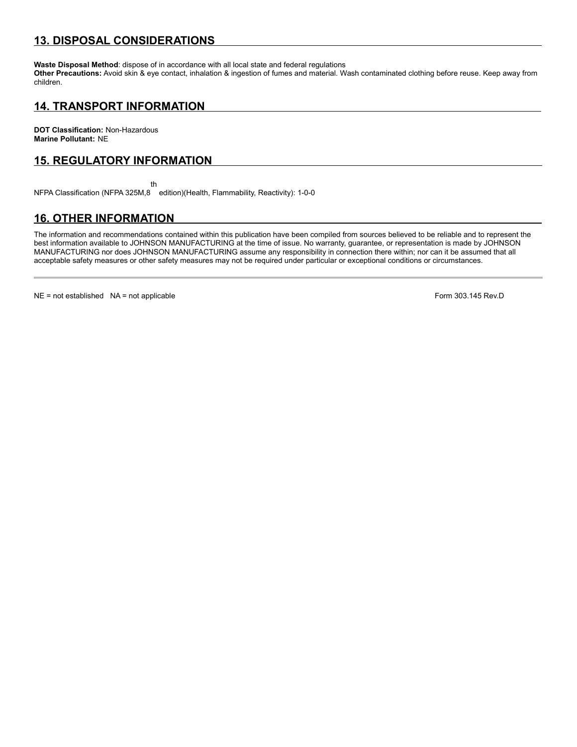## 13. DISPOSAL CONSIDERATIONS

**Waste Disposal Method**: dispose of in accordance with all local state and federal regulations
**Other Precautions:** Avoid skin & eye contact, inhalation & ingestion of fumes and material. Wash contaminated clothing before reuse. Keep away from children.

## 14. TRANSPORT INFORMATION

**DOT Classification:** Non-Hazardous
**Marine Pollutant:** NE

## 15. REGULATORY INFORMATION

NFPA Classification (NFPA 325M,8th edition)(Health, Flammability, Reactivity): 1-0-0

## 16. OTHER INFORMATION

The information and recommendations contained within this publication have been compiled from sources believed to be reliable and to represent the best information available to JOHNSON MANUFACTURING at the time of issue. No warranty, guarantee, or representation is made by JOHNSON MANUFACTURING nor does JOHNSON MANUFACTURING assume any responsibility in connection there within; nor can it be assumed that all acceptable safety measures or other safety measures may not be required under particular or exceptional conditions or circumstances.

---

NE = not established   NA = not applicable

Form 303.145 Rev.D